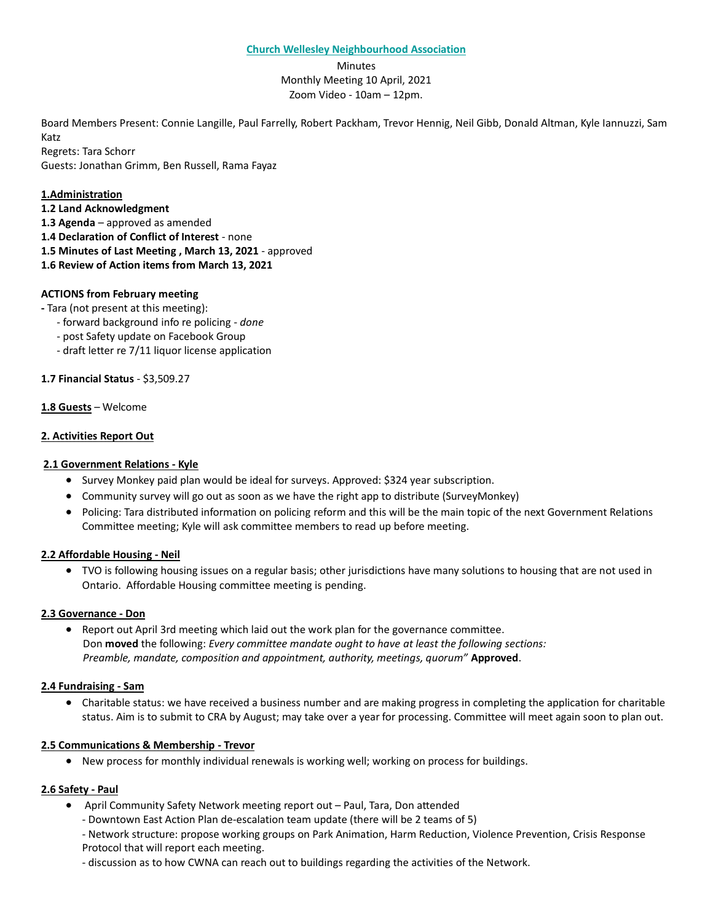**Church Wellesley Neighbourhood Association**

Minutes
Monthly Meeting 10 April, 2021
Zoom Video - 10am – 12pm.

Board Members Present: Connie Langille, Paul Farrelly, Robert Packham, Trevor Hennig, Neil Gibb, Donald Altman, Kyle Iannuzzi, Sam Katz
Regrets: Tara Schorr
Guests: Jonathan Grimm, Ben Russell, Rama Fayaz

**1.Administration**

**1.2 Land Acknowledgment**

**1.3 Agenda** – approved as amended

**1.4 Declaration of Conflict of Interest** - none

**1.5 Minutes of Last Meeting , March 13, 2021** - approved

**1.6 Review of Action items from March 13, 2021**

**ACTIONS from February meeting**

- Tara (not present at this meeting):
  - forward background info re policing - *done*
  - post Safety update on Facebook Group
  - draft letter re 7/11 liquor license application

**1.7 Financial Status** - $3,509.27

**1.8 Guests** – Welcome

**2. Activities Report Out**

**2.1 Government Relations - Kyle**

- Survey Monkey paid plan would be ideal for surveys. Approved: $324 year subscription.
- Community survey will go out as soon as we have the right app to distribute (SurveyMonkey)
- Policing: Tara distributed information on policing reform and this will be the main topic of the next Government Relations Committee meeting; Kyle will ask committee members to read up before meeting.

**2.2 Affordable Housing - Neil**

- TVO is following housing issues on a regular basis; other jurisdictions have many solutions to housing that are not used in Ontario. Affordable Housing committee meeting is pending.

**2.3 Governance - Don**

- Report out April 3rd meeting which laid out the work plan for the governance committee.
  Don **moved** the following: *Every committee mandate ought to have at least the following sections: Preamble, mandate, composition and appointment, authority, meetings, quorum"* **Approved**.

**2.4 Fundraising - Sam**

- Charitable status: we have received a business number and are making progress in completing the application for charitable status. Aim is to submit to CRA by August; may take over a year for processing. Committee will meet again soon to plan out.

**2.5 Communications & Membership - Trevor**

- New process for monthly individual renewals is working well; working on process for buildings.

**2.6 Safety - Paul**

- April Community Safety Network meeting report out – Paul, Tara, Don attended
  - Downtown East Action Plan de-escalation team update (there will be 2 teams of 5)
  - Network structure: propose working groups on Park Animation, Harm Reduction, Violence Prevention, Crisis Response Protocol that will report each meeting.
  - discussion as to how CWNA can reach out to buildings regarding the activities of the Network.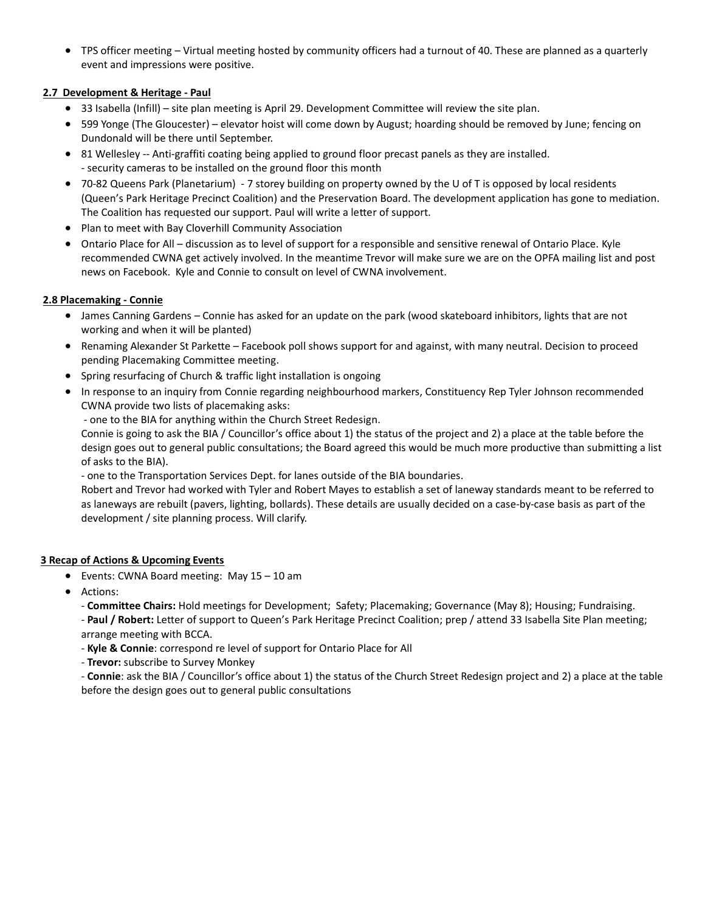- TPS officer meeting – Virtual meeting hosted by community officers had a turnout of 40. These are planned as a quarterly event and impressions were positive.

**2.7 Development & Heritage - Paul**

- 33 Isabella (Infill) – site plan meeting is April 29. Development Committee will review the site plan.
- 599 Yonge (The Gloucester) – elevator hoist will come down by August; hoarding should be removed by June; fencing on Dundonald will be there until September.
- 81 Wellesley -- Anti-graffiti coating being applied to ground floor precast panels as they are installed.
  - security cameras to be installed on the ground floor this month
- 70-82 Queens Park (Planetarium) - 7 storey building on property owned by the U of T is opposed by local residents (Queen's Park Heritage Precinct Coalition) and the Preservation Board. The development application has gone to mediation. The Coalition has requested our support. Paul will write a letter of support.
- Plan to meet with Bay Cloverhill Community Association
- Ontario Place for All – discussion as to level of support for a responsible and sensitive renewal of Ontario Place. Kyle recommended CWNA get actively involved. In the meantime Trevor will make sure we are on the OPFA mailing list and post news on Facebook. Kyle and Connie to consult on level of CWNA involvement.

**2.8 Placemaking - Connie**

- James Canning Gardens – Connie has asked for an update on the park (wood skateboard inhibitors, lights that are not working and when it will be planted)
- Renaming Alexander St Parkette – Facebook poll shows support for and against, with many neutral. Decision to proceed pending Placemaking Committee meeting.
- Spring resurfacing of Church & traffic light installation is ongoing
- In response to an inquiry from Connie regarding neighbourhood markers, Constituency Rep Tyler Johnson recommended CWNA provide two lists of placemaking asks:
  - one to the BIA for anything within the Church Street Redesign.

  Connie is going to ask the BIA / Councillor's office about 1) the status of the project and 2) a place at the table before the design goes out to general public consultations; the Board agreed this would be much more productive than submitting a list of asks to the BIA).

  - one to the Transportation Services Dept. for lanes outside of the BIA boundaries.

  Robert and Trevor had worked with Tyler and Robert Mayes to establish a set of laneway standards meant to be referred to as laneways are rebuilt (pavers, lighting, bollards). These details are usually decided on a case-by-case basis as part of the development / site planning process. Will clarify.

**3 Recap of Actions & Upcoming Events**

- Events: CWNA Board meeting: May 15 – 10 am
- Actions:
  - **Committee Chairs:** Hold meetings for Development; Safety; Placemaking; Governance (May 8); Housing; Fundraising.
  - **Paul / Robert:** Letter of support to Queen's Park Heritage Precinct Coalition; prep / attend 33 Isabella Site Plan meeting; arrange meeting with BCCA.
  - **Kyle & Connie**: correspond re level of support for Ontario Place for All
  - **Trevor:** subscribe to Survey Monkey
  - **Connie**: ask the BIA / Councillor's office about 1) the status of the Church Street Redesign project and 2) a place at the table before the design goes out to general public consultations